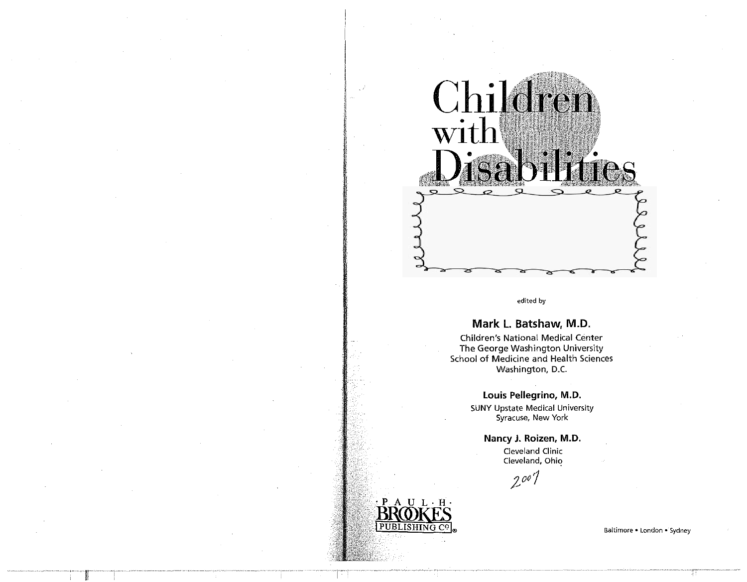# Children with Disabilities

edited by

**Mark L. Batshaw, M.D.**
Children's National Medical Center
The George Washington University
School of Medicine and Health Sciences
Washington, D.C.

**Louis Pellegrino, M.D.**
SUNY Upstate Medical University
Syracuse, New York

**Nancy J. Roizen, M.D.**
Cleveland Clinic
Cleveland, Ohio

2007

PAUL H. BROOKES PUBLISHING CO®

Baltimore • London • Sydney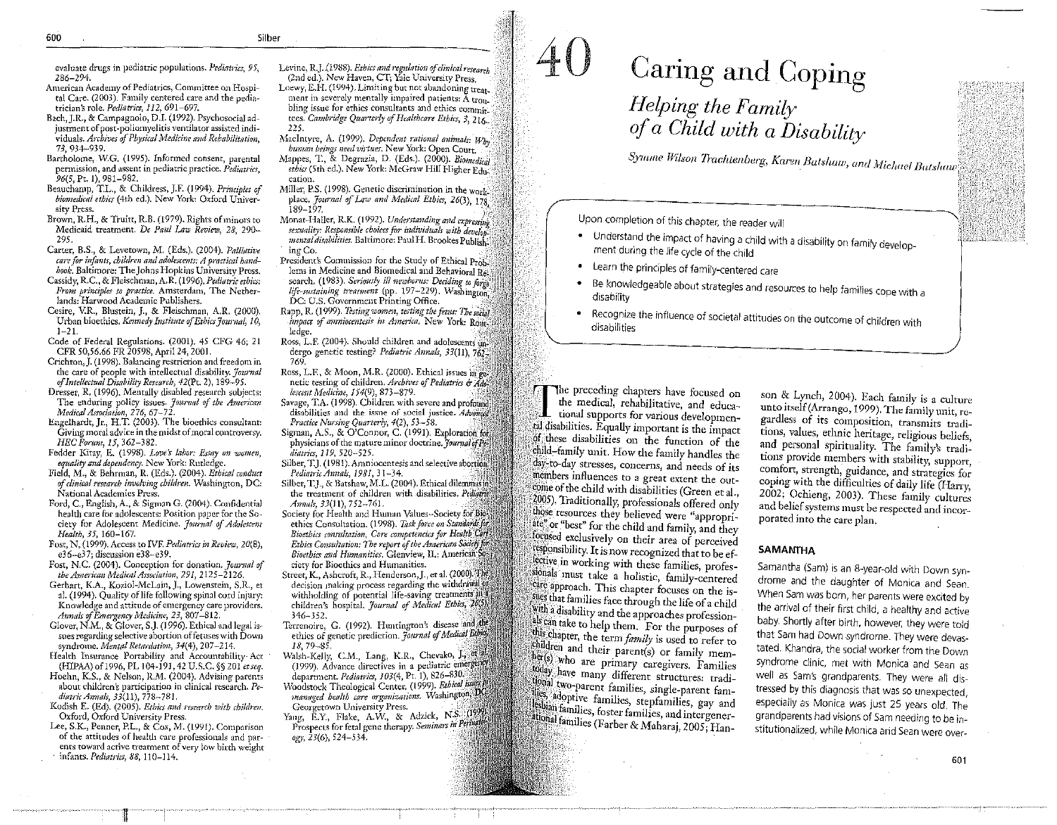evaluate drugs in pediatric populations. *Pediatrics, 95*, 286–294.

American Academy of Pediatrics, Committee on Hospital Care. (2003). Family centered care and the pediatrician's role. *Pediatrics, 112*, 691–697.

Bach, J.R., & Campagnolo, D.I. (1992). Psychosocial adjustment of post-poliomyelitis ventilator assisted individuals. *Archives of Physical Medicine and Rehabilitation, 73*, 934–939.

Bartholome, W.G. (1995). Informed consent, parental permission, and assent in pediatric practice. *Pediatrics, 96*(5, Pt. 1), 981–982.

Beauchamp, T.L., & Childress, J.F. (1994). *Principles of biomedical ethics* (4th ed.). New York: Oxford University Press.

Brown, R.H., & Truitt, R.B. (1979). Rights of minors to Medicaid treatment. *De Paul Law Review, 28*, 290–295.

Carter, B.S., & Levetown, M. (Eds.). (2004). *Palliative care for infants, children and adolescents: A practical handbook*. Baltimore: The Johns Hopkins University Press.

Cassidy, R.C., & Fleischman, A.R. (1996). *Pediatric ethics: From principles to practice*. Amsterdam, The Netherlands: Harwood Academic Publishers.

Cesire, V.R., Blustein, J., & Fleischman, A.R. (2000). Urban bioethics. *Kennedy Institute of Ethics Journal, 10*, 1–21.

Code of Federal Regulations. (2001). 45 CFG 46; 21 CFR 50,56.66 FR 20598, April 24, 2001.

Crichton, J. (1998). Balancing restriction and freedom in the care of people with intellectual disability. *Journal of Intellectual Disability Research, 42*(Pt. 2), 189–95.

Dresser, R. (1996). Mentally disabled research subjects: The enduring policy issues. *Journal of the American Medical Association, 276*, 67–72.

Engelhardt, Jr., H.T. (2003). The bioethics consultant: Giving moral advice in the midst of moral controversy. *HEC Forum, 15*, 362–382.

Fedder Kitay, E. (1998). *Love's labor: Essay on women, equality and dependency*. New York: Rutledge.

Field, M., & Behrman, R. (Eds.). (2004). *Ethical conduct of clinical research involving children*. Washington, DC: National Academies Press.

Ford, C., English, A., & Sigman G. (2004). Confidential health care for adolescents: Position paper for the Society for Adolescent Medicine. *Journal of Adolescent Health, 35*, 160–167.

Fost, N. (1999). Access to IVF. *Pediatrics in Review, 20*(8), e36–e37; discussion e38–e39.

Fost, N.C. (2004). Conception for donation. *Journal of the American Medical Association, 291*, 2125–2126.

Gerhart, K.A., Koziol-McLain, J., Lowenstein, S.R., et al. (1994). Quality of life following spinal cord injury: Knowledge and attitude of emergency care providers. *Annals of Emergency Medicine, 23*, 807–812.

Glover, N.M., & Glover, S.J. (1996). Ethical and legal issues regarding selective abortion of fetuses with Down syndrome. *Mental Retardation, 34*(4), 207–214.

Health Insurance Portability and Accountability Act (HIPAA) of 1996, PL 104-191, 42 U.S.C. §§ 201 *et seq*.

Hoehn, K.S., & Nelson, R.M. (2004). Advising parents about children's participation in clinical research. *Pediatric Annals, 33*(11), 778–781.

Kodish E. (Ed). (2005). *Ethics and research with children*. Oxford, Oxford University Press.

Lee, S.K., Penner, P.L., & Cox, M. (1991). Comparison of the attitudes of health care professionals and parents toward active treatment of very low birth weight infants. *Pediatrics, 88*, 110–114.

Levine, R.J. (1988). *Ethics and regulation of clinical research* (2nd ed.). New Haven, CT: Yale University Press.

Loewy, E.H. (1994). Limiting but not abandoning treatment in severely mentally impaired patients: A troubling issue for ethics consultants and ethics committees. *Cambridge Quarterly of Healthcare Ethics, 3*, 216–225.

MacIntyre, A. (1999). *Dependent rational animals: Why human beings need virtues*. New York: Open Court.

Mappes, T., & Degrazia, D. (Eds.). (2000). *Biomedical ethics* (5th ed.). New York: McGraw Hill Higher Education.

Miller, P.S. (1998). Genetic discrimination in the workplace. *Journal of Law and Medical Ethics, 26*(3), 178, 189–197.

Monat-Haller, R.K. (1992). *Understanding and expressing sexuality: Responsible choices for individuals with developmental disabilities*. Baltimore: Paul H. Brookes Publishing Co.

President's Commission for the Study of Ethical Problems in Medicine and Biomedical and Behavioral Research. (1983). *Seriously ill newborns: Deciding to forgo life-sustaining treatment* (pp. 197–229). Washington, DC: U.S. Government Printing Office.

Rapp, R. (1999). *Testing women, testing the fetus: The social impact of amniocentesis in America*. New York: Routledge.

Ross, L.F. (2004). Should children and adolescents undergo genetic testing? *Pediatric Annals, 33*(11), 762–769.

Ross, L.F., & Moon, M.R. (2000). Ethical issues in genetic testing of children. *Archives of Pediatrics & Adolescent Medicine, 154*(9), 873–879.

Savage, T.A. (1998). Children with severe and profound disabilities and the issue of social justice. *Advanced Practice Nursing Quarterly, 4*(2), 53–58.

Sigman, A.S., & O'Connor, C. (1991). Exploration for physicians of the mature minor doctrine. *Journal of Pediatrics, 119*, 520–525.

Silber, T.J. (1981). Amniocentesis and selective abortion. *Pediatric Annals, 1981*, 31–34.

Silber, T.J., & Batshaw, M.L. (2004). Ethical dilemmas in the treatment of children with disabilities. *Pediatric Annals, 33*(11), 752–761.

Society for Health and Human Values–Society for Bioethics Consultation. (1998). *Task force on Standards for Bioethics consultation, Core competencies for Health Care Ethics Consultation: The report of the American Society for Bioethics and Humanities*. Glenview, IL: American Society for Bioethics and Humanities.

Street, K., Ashcroft, R., Henderson, J., et al. (2000). The decision making process regarding the withdrawal or withholding of potential life-saving treatments in a children's hospital. *Journal of Medical Ethics, 26*(5), 346–352.

Terrenoire, G. (1992). Huntington's disease and the ethics of genetic prediction. *Journal of Medical Ethics, 18*, 79–85.

Walsh-Kelly, C.M., Lang, K.R., Chevako, J., et al. (1999). Advance directives in a pediatric emergency department. *Pediatrics, 103*(4, Pt. 1), 826–830.

Woodstock Theological Center. (1999). *Ethical issues in managed health care organizations*. Washington, DC: Georgetown University Press.

Yang, E.Y., Flake, A.W., & Adzick, N.S. (1999). Prospects for fetal gene therapy. *Seminars in Perinatology, 23*(6), 524–534.

# 40 Caring and Coping

## *Helping the Family of a Child with a Disability*

*Symme Wilson Trachtenberg, Karen Batshaw, and Michael Batshaw*

Upon completion of this chapter, the reader will

- Understand the impact of having a child with a disability on family development during the life cycle of the child
- Learn the principles of family-centered care
- Be knowledgeable about strategies and resources to help families cope with a disability
- Recognize the influence of societal attitudes on the outcome of children with disabilities

The preceding chapters have focused on the medical, rehabilitative, and educational supports for various developmental disabilities. Equally important is the impact of these disabilities on the function of the child–family unit. How the family handles the day-to-day stresses, concerns, and needs of its members influences to a great extent the outcome of the child with disabilities (Green et al., 2005). Traditionally, professionals offered only those resources they believed were "appropriate" or "best" for the child and family, and they focused exclusively on their area of perceived responsibility. It is now recognized that to be effective in working with these families, professionals must take a holistic, family-centered care approach. This chapter focuses on the issues that families face through the life of a child with a disability and the approaches professionals can take to help them. For the purposes of this chapter, the term *family* is used to refer to children and their parent(s) or family member(s) who are primary caregivers. Families today have many different structures: traditional two-parent families, single-parent families, adoptive families, stepfamilies, gay and lesbian families, foster families, and intergenerational families (Farber & Maharaj, 2005; Hanson & Lynch, 2004). Each family is a culture unto itself (Arrango, 1999). The family unit, regardless of its composition, transmits traditions, values, ethnic heritage, religious beliefs, and personal spirituality. The family's traditions provide members with stability, support, comfort, strength, guidance, and strategies for coping with the difficulties of daily life (Harry, 2002; Ochieng, 2003). These family cultures and belief systems must be respected and incorporated into the care plan.

### SAMANTHA

Samantha (Sam) is an 8-year-old with Down syndrome and the daughter of Monica and Sean. When Sam was born, her parents were excited by the arrival of their first child, a healthy and active baby. Shortly after birth, however, they were told that Sam had Down syndrome. They were devastated. Khandra, the social worker from the Down syndrome clinic, met with Monica and Sean as well as Sam's grandparents. They were all distressed by this diagnosis that was so unexpected, especially as Monica was just 25 years old. The grandparents had visions of Sam needing to be institutionalized, while Monica and Sean were over-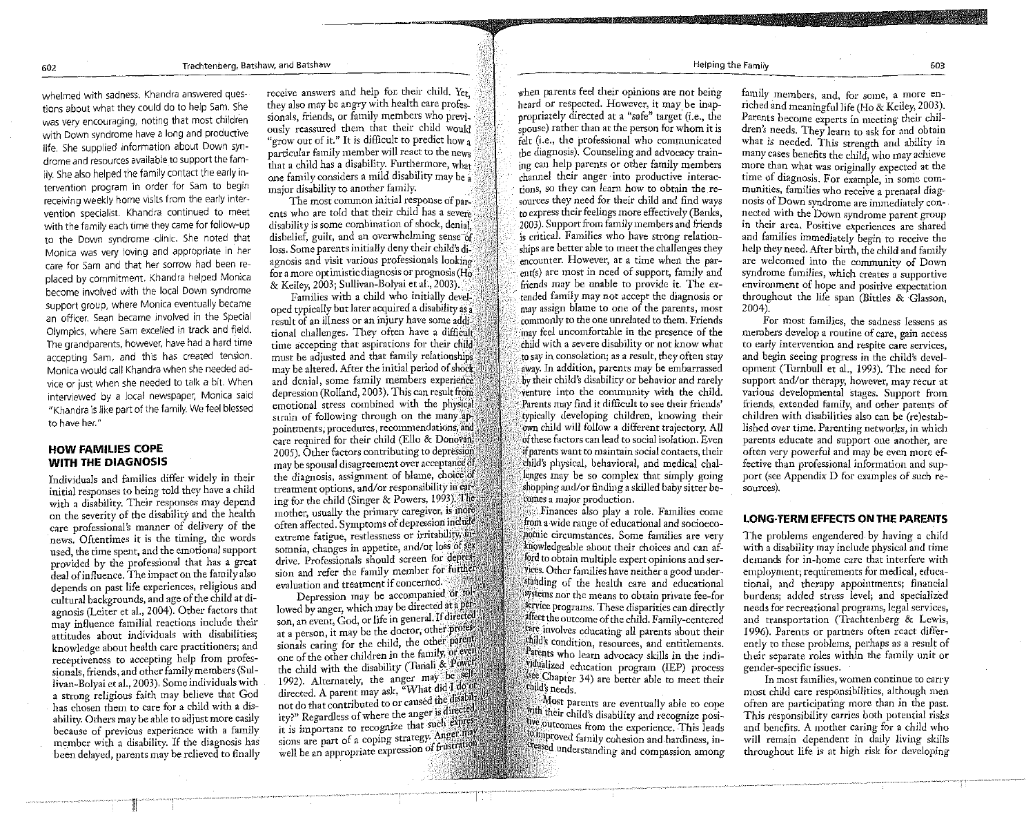whelmed with sadness. Khandra answered questions about what they could do to help Sam. She was very encouraging, noting that most children with Down syndrome have a long and productive life. She supplied information about Down syndrome and resources available to support the family. She also helped the family contact the early intervention program in order for Sam to begin receiving weekly home visits from the early intervention specialist. Khandra continued to meet with the family each time they came for follow-up to the Down syndrome clinic. She noted that Monica was very loving and appropriate in her care for Sam and that her sorrow had been replaced by commitment. Khandra helped Monica become involved with the local Down syndrome support group, where Monica eventually became an officer. Sean became involved in the Special Olympics, where Sam excelled in track and field. The grandparents, however, have had a hard time accepting Sam, and this has created tension. Monica would call Khandra when she needed advice or just when she needed to talk a bit. When interviewed by a local newspaper, Monica said "Khandra is like part of the family. We feel blessed to have her."

## HOW FAMILIES COPE WITH THE DIAGNOSIS

Individuals and families differ widely in their initial responses to being told they have a child with a disability. Their responses may depend on the severity of the disability and the health care professional's manner of delivery of the news. Oftentimes it is the timing, the words used, the time spent, and the emotional support provided by the professional that has a great deal of influence. The impact on the family also depends on past life experiences, religious and cultural backgrounds, and age of the child at diagnosis (Leiter et al., 2004). Other factors that may influence familial reactions include their attitudes about individuals with disabilities; knowledge about health care practitioners; and receptiveness to accepting help from professionals, friends, and other family members (Sullivan-Bolyai et al., 2003). Some individuals with a strong religious faith may believe that God has chosen them to care for a child with a disability. Others may be able to adjust more easily because of previous experience with a family member with a disability. If the diagnosis has been delayed, parents may be relieved to finally receive answers and help for their child. Yet, they also may be angry with health care professionals, friends, or family members who previously reassured them that their child would "grow out of it." It is difficult to predict how a particular family member will react to the news that a child has a disability. Furthermore, what one family considers a mild disability may be a major disability to another family.

The most common initial response of parents who are told that their child has a severe disability is some combination of shock, denial, disbelief, guilt, and an overwhelming sense of loss. Some parents initially deny their child's diagnosis and visit various professionals looking for a more optimistic diagnosis or prognosis (Ho & Keiley, 2003; Sullivan-Bolyai et al., 2003).

Families with a child who initially developed typically but later acquired a disability as a result of an illness or an injury have some additional challenges. They often have a difficult time accepting that aspirations for their child must be adjusted and that family relationships may be altered. After the initial period of shock and denial, some family members experience depression (Rolland, 2003). This can result from emotional stress combined with the physical strain of following through on the many appointments, procedures, recommendations, and care required for their child (Ello & Donovan, 2005). Other factors contributing to depression may be spousal disagreement over acceptance of the diagnosis, assignment of blame, choice of treatment options, and/or responsibility in caring for the child (Singer & Powers, 1993). The mother, usually the primary caregiver, is more often affected. Symptoms of depression include extreme fatigue, restlessness or irritability, insomnia, changes in appetite, and/or loss of sex drive. Professionals should screen for depression and refer the family member for further evaluation and treatment if concerned.

Depression may be accompanied or followed by anger, which may be directed at a person, an event, God, or life in general. If directed at a person, it may be the doctor, other professionals caring for the child, the other parent, one of the other children in the family, or even the child with the disability (Tunali & Power, 1992). Alternately, the anger may be self-directed. A parent may ask, "What did I do or not do that contributed to or caused the disability?" Regardless of where the anger is directed, it is important to recognize that such expressions are part of a coping strategy. Anger may well be an appropriate expression of frustration when parents feel their opinions are not being heard or respected. However, it may be inappropriately directed at a "safe" target (i.e., the spouse) rather than at the person for whom it is felt (i.e., the professional who communicated the diagnosis). Counseling and advocacy training can help parents or other family members channel their anger into productive interactions, so they can learn how to obtain the resources they need for their child and find ways to express their feelings more effectively (Banks, 2003). Support from family members and friends is critical. Families who have strong relationships are better able to meet the challenges they encounter. However, at a time when the parent(s) are most in need of support, family and friends may be unable to provide it. The extended family may not accept the diagnosis or may assign blame to one of the parents, most commonly to the one unrelated to them. Friends may feel uncomfortable in the presence of the child with a severe disability or not know what to say in consolation; as a result, they often stay away. In addition, parents may be embarrassed by their child's disability or behavior and rarely venture into the community with the child. Parents may find it difficult to see their friends' typically developing children, knowing their own child will follow a different trajectory. All of these factors can lead to social isolation. Even if parents want to maintain social contacts, their child's physical, behavioral, and medical challenges may be so complex that simply going shopping and/or finding a skilled baby sitter becomes a major production.

Finances also play a role. Families come from a wide range of educational and socioeconomic circumstances. Some families are very knowledgeable about their choices and can afford to obtain multiple expert opinions and services. Other families have neither a good understanding of the health care and educational systems nor the means to obtain private fee-for service programs. These disparities can directly affect the outcome of the child. Family-centered care involves educating all parents about their child's condition, resources, and entitlements. Parents who learn advocacy skills in the individualized education program (IEP) process (see Chapter 34) are better able to meet their child's needs.

Most parents are eventually able to cope with their child's disability and recognize positive outcomes from the experience. This leads to improved family cohesion and hardiness, increased understanding and compassion among family members, and, for some, a more enriched and meaningful life (Ho & Keiley, 2003). Parents become experts in meeting their children's needs. They learn to ask for and obtain what is needed. This strength and ability in many cases benefits the child, who may achieve more than what was originally expected at the time of diagnosis. For example, in some communities, families who receive a prenatal diagnosis of Down syndrome are immediately connected with the Down syndrome parent group in their area. Positive experiences are shared and families immediately begin to receive the help they need. After birth, the child and family are welcomed into the community of Down syndrome families, which creates a supportive environment of hope and positive expectation throughout the life span (Bittles & Glasson, 2004).

For most families, the sadness lessens as members develop a routine of care, gain access to early intervention and respite care services, and begin seeing progress in the child's development (Turnbull et al., 1993). The need for support and/or therapy, however, may recur at various developmental stages. Support from friends, extended family, and other parents of children with disabilities also can be (re)established over time. Parenting networks, in which parents educate and support one another, are often very powerful and may be even more effective than professional information and support (see Appendix D for examples of such resources).

## LONG-TERM EFFECTS ON THE PARENTS

The problems engendered by having a child with a disability may include physical and time demands for in-home care that interfere with employment; requirements for medical, educational, and therapy appointments; financial burdens; added stress level; and specialized needs for recreational programs, legal services, and transportation (Trachtenberg & Lewis, 1996). Parents or partners often react differently to these problems, perhaps as a result of their separate roles within the family unit or gender-specific issues.

In most families, women continue to carry most child care responsibilities, although men often are participating more than in the past. This responsibility carries both potential risks and benefits. A mother caring for a child who will remain dependent in daily living skills throughout life is at high risk for developing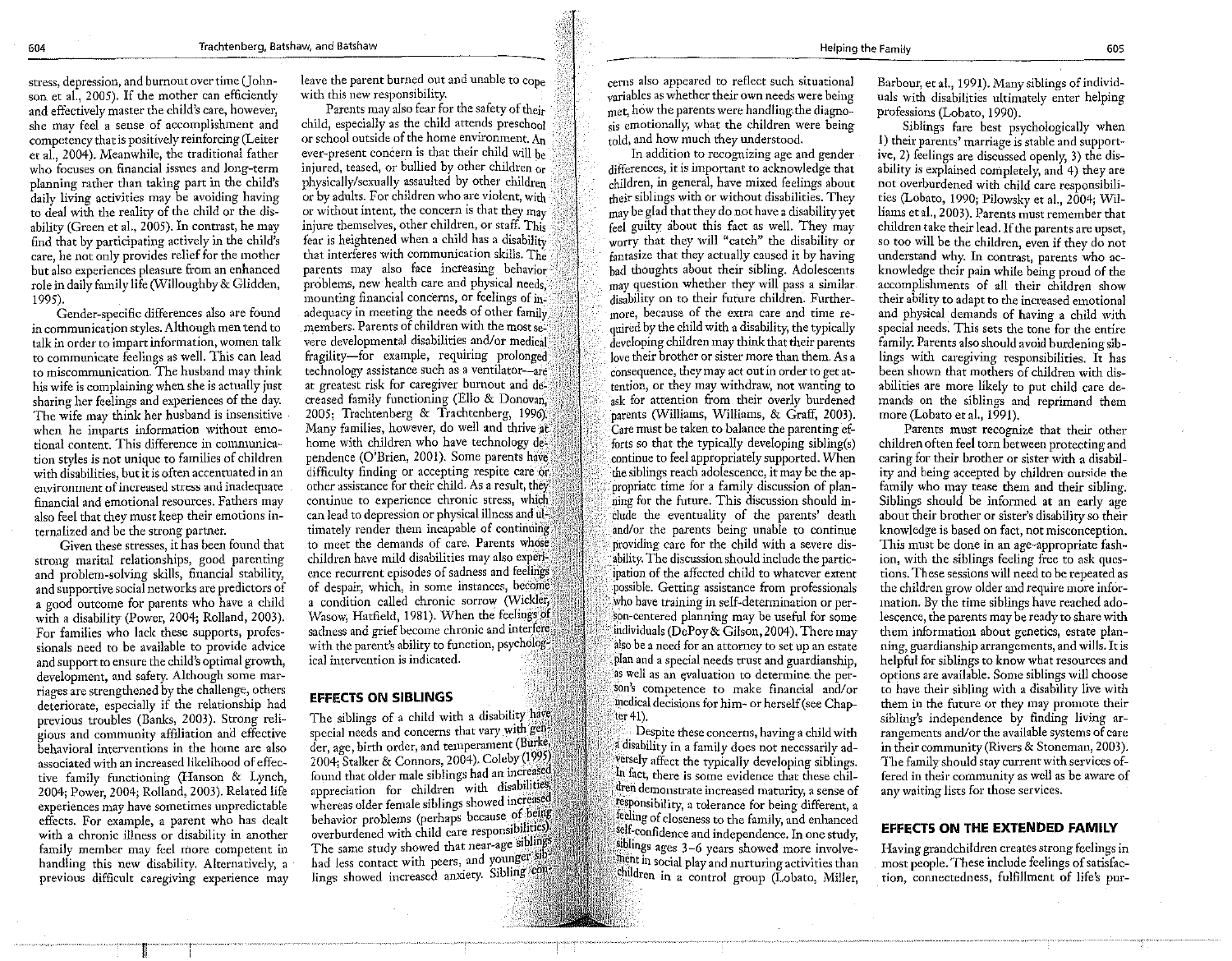stress, depression, and burnout over time (Johnson et al., 2005). If the mother can efficiently and effectively master the child's care, however, she may feel a sense of accomplishment and competency that is positively reinforcing (Leiter et al., 2004). Meanwhile, the traditional father who focuses on financial issues and long-term planning rather than taking part in the child's daily living activities may be avoiding having to deal with the reality of the child or the disability (Green et al., 2005). In contrast, he may find that by participating actively in the child's care, he not only provides relief for the mother but also experiences pleasure from an enhanced role in daily family life (Willoughby & Glidden, 1995).

Gender-specific differences also are found in communication styles. Although men tend to talk in order to impart information, women talk to communicate feelings as well. This can lead to miscommunication. The husband may think his wife is complaining when she is actually just sharing her feelings and experiences of the day. The wife may think her husband is insensitive when he imparts information without emotional content. This difference in communication styles is not unique to families of children with disabilities, but it is often accentuated in an environment of increased stress and inadequate financial and emotional resources. Fathers may also feel that they must keep their emotions internalized and be the strong partner.

Given these stresses, it has been found that strong marital relationships, good parenting and problem-solving skills, financial stability, and supportive social networks are predictors of a good outcome for parents who have a child with a disability (Power, 2004; Rolland, 2003). For families who lack these supports, professionals need to be available to provide advice and support to ensure the child's optimal growth, development, and safety. Although some marriages are strengthened by the challenge, others deteriorate, especially if the relationship had previous troubles (Banks, 2003). Strong religious and community affiliation and effective behavioral interventions in the home are also associated with an increased likelihood of effective family functioning (Hanson & Lynch, 2004; Power, 2004; Rolland, 2003). Related life experiences may have sometimes unpredictable effects. For example, a parent who has dealt with a chronic illness or disability in another family member may feel more competent in handling this new disability. Alternatively, a previous difficult caregiving experience may leave the parent burned out and unable to cope with this new responsibility.

Parents may also fear for the safety of their child, especially as the child attends preschool or school outside of the home environment. An ever-present concern is that their child will be injured, teased, or bullied by other children or physically/sexually assaulted by other children or by adults. For children who are violent, with or without intent, the concern is that they may injure themselves, other children, or staff. This fear is heightened when a child has a disability that interferes with communication skills. The parents may also face increasing behavior problems, new health care and physical needs, mounting financial concerns, or feelings of inadequacy in meeting the needs of other family members. Parents of children with the most severe developmental disabilities and/or medical fragility—for example, requiring prolonged technology assistance such as a ventilator—are at greatest risk for caregiver burnout and decreased family functioning (Ello & Donovan, 2005; Trachtenberg & Trachtenberg, 1996). Many families, however, do well and thrive at home with children who have technology dependence (O'Brien, 2001). Some parents have difficulty finding or accepting respite care or other assistance for their child. As a result, they continue to experience chronic stress, which can lead to depression or physical illness and ultimately render them incapable of continuing to meet the demands of care. Parents whose children have mild disabilities may also experience recurrent episodes of sadness and feelings of despair, which, in some instances, become a condition called chronic sorrow (Wickler, Wasow, Hatfield, 1981). When the feelings of sadness and grief become chronic and interfere with the parent's ability to function, psychological intervention is indicated.

## EFFECTS ON SIBLINGS

The siblings of a child with a disability have special needs and concerns that vary with gender, age, birth order, and temperament (Burke, 2004; Stalker & Connors, 2004). Coleby (1995) found that older male siblings had an increased appreciation for children with disabilities, whereas older female siblings showed increased behavior problems (perhaps because of being overburdened with child care responsibilities). The same study showed that near-age siblings had less contact with peers, and younger siblings showed increased anxiety. Sibling concerns also appeared to reflect such situational variables as whether their own needs were being met, how the parents were handling the diagnosis emotionally, what the children were being told, and how much they understood.

In addition to recognizing age and gender differences, it is important to acknowledge that children, in general, have mixed feelings about their siblings with or without disabilities. They may be glad that they do not have a disability yet feel guilty about this fact as well. They may worry that they will "catch" the disability or fantasize that they actually caused it by having bad thoughts about their sibling. Adolescents may question whether they will pass a similar disability on to their future children. Furthermore, because of the extra care and time required by the child with a disability, the typically developing children may think that their parents love their brother or sister more than them. As a consequence, they may act out in order to get attention, or they may withdraw, not wanting to ask for attention from their overly burdened parents (Williams, Williams, & Graff, 2003). Care must be taken to balance the parenting efforts so that the typically developing sibling(s) continue to feel appropriately supported. When the siblings reach adolescence, it may be the appropriate time for a family discussion of planning for the future. This discussion should include the eventuality of the parents' death and/or the parents being unable to continue providing care for the child with a severe disability. The discussion should include the participation of the affected child to whatever extent possible. Getting assistance from professionals who have training in self-determination or person-centered planning may be useful for some individuals (DePoy & Gilson, 2004). There may also be a need for an attorney to set up an estate plan and a special needs trust and guardianship, as well as an evaluation to determine the person's competence to make financial and/or medical decisions for him- or herself (see Chapter 41).

Despite these concerns, having a child with a disability in a family does not necessarily adversely affect the typically developing siblings. In fact, there is some evidence that these children demonstrate increased maturity, a sense of responsibility, a tolerance for being different, a feeling of closeness to the family, and enhanced self-confidence and independence. In one study, siblings ages 3–6 years showed more involvement in social play and nurturing activities than children in a control group (Lobato, Miller, Barbour, et al., 1991). Many siblings of individuals with disabilities ultimately enter helping professions (Lobato, 1990).

Siblings fare best psychologically when 1) their parents' marriage is stable and supportive, 2) feelings are discussed openly, 3) the disability is explained completely, and 4) they are not overburdened with child care responsibilities (Lobato, 1990; Pilowsky et al., 2004; Williams et al., 2003). Parents must remember that children take their lead. If the parents are upset, so too will be the children, even if they do not understand why. In contrast, parents who acknowledge their pain while being proud of the accomplishments of all their children show their ability to adapt to the increased emotional and physical demands of having a child with special needs. This sets the tone for the entire family. Parents also should avoid burdening siblings with caregiving responsibilities. It has been shown that mothers of children with disabilities are more likely to put child care demands on the siblings and reprimand them more (Lobato et al., 1991).

Parents must recognize that their other children often feel torn between protecting and caring for their brother or sister with a disability and being accepted by children outside the family who may tease them and their sibling. Siblings should be informed at an early age about their brother or sister's disability so their knowledge is based on fact, not misconception. This must be done in an age-appropriate fashion, with the siblings feeling free to ask questions. These sessions will need to be repeated as the children grow older and require more information. By the time siblings have reached adolescence, the parents may be ready to share with them information about genetics, estate planning, guardianship arrangements, and wills. It is helpful for siblings to know what resources and options are available. Some siblings will choose to have their sibling with a disability live with them in the future or they may promote their sibling's independence by finding living arrangements and/or the available systems of care in their community (Rivers & Stoneman, 2003). The family should stay current with services offered in their community as well as be aware of any waiting lists for those services.

## EFFECTS ON THE EXTENDED FAMILY

Having grandchildren creates strong feelings in most people. These include feelings of satisfaction, connectedness, fulfillment of life's pur-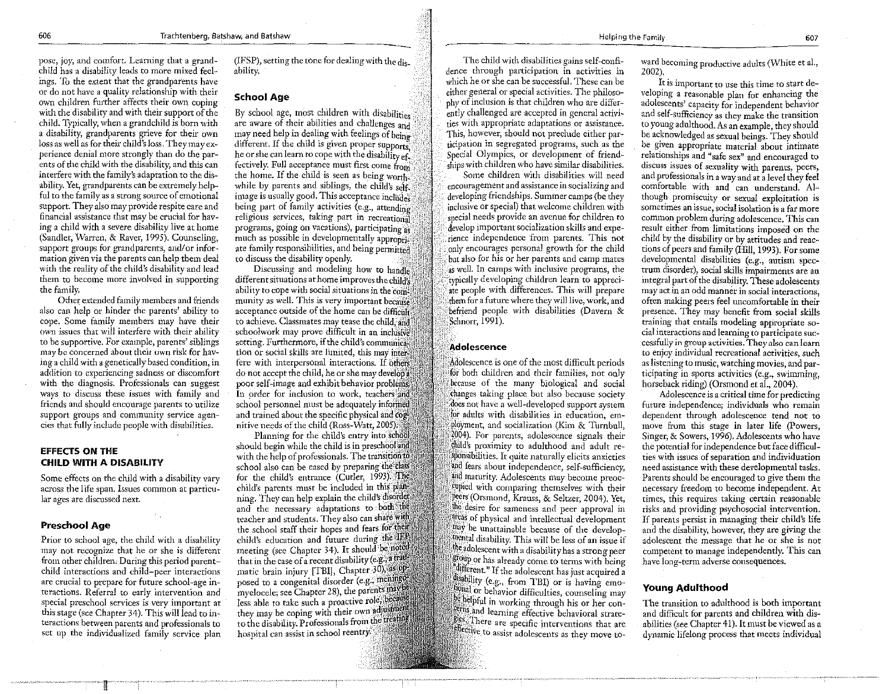pose, joy, and comfort. Learning that a grandchild has a disability leads to more mixed feelings. To the extent that the grandparents have or do not have a quality relationship with their own children further affects their own coping with the disability and with their support of the child. Typically, when a grandchild is born with a disability, grandparents grieve for their own loss as well as for their child's loss. They may experience denial more strongly than do the parents of the child with the disability, and this can interfere with the family's adaptation to the disability. Yet, grandparents can be extremely helpful to the family as a strong source of emotional support. They also may provide respite care and financial assistance that may be crucial for having a child with a severe disability live at home (Sandler, Warren, & Raver, 1995). Counseling, support groups for grandparents, and/or information given via the parents can help them deal with the reality of the child's disability and lead them to become more involved in supporting the family.

Other extended family members and friends also can help or hinder the parents' ability to cope. Some family members may have their own issues that will interfere with their ability to be supportive. For example, parents' siblings may be concerned about their own risk for having a child with a genetically based condition, in addition to experiencing sadness or discomfort with the diagnosis. Professionals can suggest ways to discuss these issues with family and friends and should encourage parents to utilize support groups and community service agencies that fully include people with disabilities.

## EFFECTS ON THE CHILD WITH A DISABILITY

Some effects on the child with a disability vary across the life span. Issues common at particular ages are discussed next.

### Preschool Age

Prior to school age, the child with a disability may not recognize that he or she is different from other children. During this period parent–child interactions and child–peer interactions are crucial to prepare for future school-age interactions. Referral to early intervention and special preschool services is very important at this stage (see Chapter 34). This will lead to interactions between parents and professionals to set up the individualized family service plan (IFSP), setting the tone for dealing with the disability.

### School Age

By school age, most children with disabilities are aware of their abilities and challenges and may need help in dealing with feelings of being different. If the child is given proper supports, he or she can learn to cope with the disability effectively. Full acceptance must first come from the home. If the child is seen as being worthwhile by parents and siblings, the child's self-image is usually good. This acceptance includes being part of family activities (e.g., attending religious services, taking part in recreational programs, going on vacations), participating as much as possible in developmentally appropriate family responsibilities, and being permitted to discuss the disability openly.

Discussing and modeling how to handle different situations at home improves the child's ability to cope with social situations in the community as well. This is very important because acceptance outside of the home can be difficult to achieve. Classmates may tease the child, and schoolwork may prove difficult in an inclusive setting. Furthermore, if the child's communication or social skills are limited, this may interfere with interpersonal interactions. If others do not accept the child, he or she may develop a poor self-image and exhibit behavior problems. In order for inclusion to work, teachers and school personnel must be adequately informed and trained about the specific physical and cognitive needs of the child (Ross-Watt, 2005).

Planning for the child's entry into school should begin while the child is in preschool and with the help of professionals. The transition to school also can be eased by preparing the class for the child's entrance (Cutler, 1993). The child's parents must be included in this planning. They can help explain the child's disorder and the necessary adaptations to both the teacher and students. They also can share with the school staff their hopes and fears for their child's education and future during the IEP meeting (see Chapter 34). It should be noted that in the case of a recent disability (e.g., a traumatic brain injury [TBI], Chapter 30), as opposed to a congenital disorder (e.g., meningomyelocele; see Chapter 28), the parents may be less able to take such a proactive role, because they may be coping with their own adjustment to the disability. Professionals from the treating hospital can assist in school reentry.

The child with disabilities gains self-confidence through participation in activities in which he or she can be successful. These can be either general or special activities. The philosophy of inclusion is that children who are differently challenged are accepted in general activities with appropriate adaptations or assistance. This, however, should not preclude either participation in segregated programs, such as the Special Olympics, or development of friendships with children who have similar disabilities.

Some children with disabilities will need encouragement and assistance in socializing and developing friendships. Summer camps (be they inclusive or special) that welcome children with special needs provide an avenue for children to develop important socialization skills and experience independence from parents. This not only encourages personal growth for the child but also for his or her parents and camp mates as well. In camps with inclusive programs, the typically developing children learn to appreciate people with differences. This will prepare them for a future where they will live, work, and befriend people with disabilities (Davern & Schnorr, 1991).

### Adolescence

Adolescence is one of the most difficult periods for both children and their families, not only because of the many biological and social changes taking place but also because society does not have a well-developed support system for adults with disabilities in education, employment, and socialization (Kim & Turnbull, 2004). For parents, adolescence signals their child's proximity to adulthood and adult responsibilities. It quite naturally elicits anxieties and fears about independence, self-sufficiency, and maturity. Adolescents may become preoccupied with comparing themselves with their peers (Orsmond, Krauss, & Seltzer, 2004). Yet, the desire for sameness and peer approval in areas of physical and intellectual development may be unattainable because of the developmental disability. This will be less of an issue if the adolescent with a disability has a strong peer group or has already come to terms with being "different." If the adolescent has just acquired a disability (e.g., from TBI) or is having emotional or behavior difficulties, counseling may be helpful in working through his or her concerns and learning effective behavioral strategies. There are specific interventions that are effective to assist adolescents as they move toward becoming productive adults (White et al., 2002).

It is important to use this time to start developing a reasonable plan for enhancing the adolescents' capacity for independent behavior and self-sufficiency as they make the transition to young adulthood. As an example, they should be acknowledged as sexual beings. They should be given appropriate material about intimate relationships and "safe sex" and encouraged to discuss issues of sexuality with parents, peers, and professionals in a way and at a level they feel comfortable with and can understand. Although promiscuity or sexual exploitation is sometimes an issue, social isolation is a far more common problem during adolescence. This can result either from limitations imposed on the child by the disability or by attitudes and reactions of peers and family (Hill, 1993). For some developmental disabilities (e.g., autism spectrum disorder), social skills impairments are an integral part of the disability. These adolescents may act in an odd manner in social interactions, often making peers feel uncomfortable in their presence. They may benefit from social skills training that entails modeling appropriate social interactions and learning to participate successfully in group activities. They also can learn to enjoy individual recreational activities, such as listening to music, watching movies, and participating in sports activities (e.g., swimming, horseback riding) (Orsmond et al., 2004).

Adolescence is a critical time for predicting future independence; individuals who remain dependent through adolescence tend not to move from this stage in later life (Powers, Singer, & Sowers, 1996). Adolescents who have the potential for independence but face difficulties with issues of separation and individuation need assistance with these developmental tasks. Parents should be encouraged to give them the necessary freedom to become independent. At times, this requires taking certain reasonable risks and providing psychosocial intervention. If parents persist in managing their child's life and the disability, however, they are giving the adolescent the message that he or she is not competent to manage independently. This can have long-term adverse consequences.

### Young Adulthood

The transition to adulthood is both important and difficult for parents and children with disabilities (see Chapter 41). It must be viewed as a dynamic lifelong process that meets individual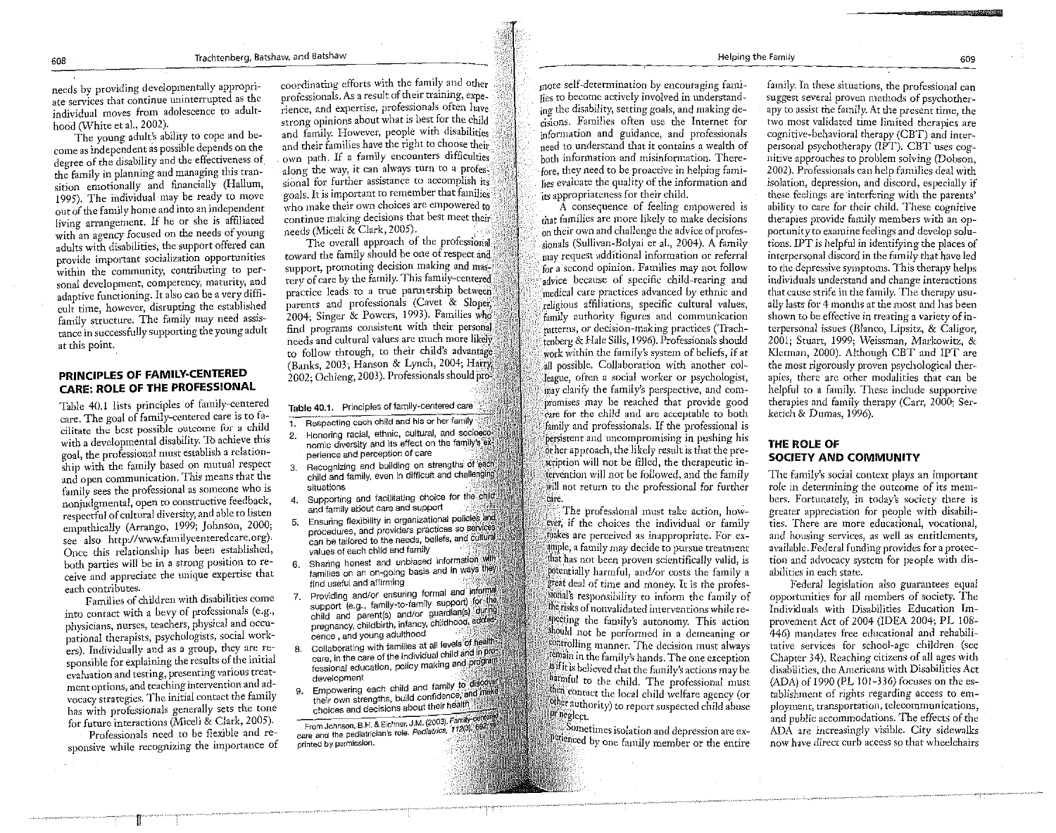needs by providing developmentally appropriate services that continue uninterrupted as the individual moves from adolescence to adulthood (White et al., 2002).

The young adult's ability to cope and become as independent as possible depends on the degree of the disability and the effectiveness of the family in planning and managing this transition emotionally and financially (Hallum, 1995). The individual may be ready to move out of the family home and into an independent living arrangement. If he or she is affiliated with an agency focused on the needs of young adults with disabilities, the support offered can provide important socialization opportunities within the community, contributing to personal development, competency, maturity, and adaptive functioning. It also can be a very difficult time, however, disrupting the established family structure. The family may need assistance in successfully supporting the young adult at this point.

## PRINCIPLES OF FAMILY-CENTERED CARE: ROLE OF THE PROFESSIONAL

Table 40.1 lists principles of family-centered care. The goal of family-centered care is to facilitate the best possible outcome for a child with a developmental disability. To achieve this goal, the professional must establish a relationship with the family based on mutual respect and open communication. This means that the family sees the professional as someone who is nonjudgmental, open to constructive feedback, respectful of cultural diversity, and able to listen empathically (Arrango, 1999; Johnson, 2000; see also http://www.familycenteredcare.org). Once this relationship has been established, both parties will be in a strong position to receive and appreciate the unique expertise that each contributes.

Families of children with disabilities come into contact with a bevy of professionals (e.g., physicians, nurses, teachers, physical and occupational therapists, psychologists, social workers). Individually and as a group, they are responsible for explaining the results of the initial evaluation and testing, presenting various treatment options, and teaching intervention and advocacy strategies. The initial contact the family has with professionals generally sets the tone for future interactions (Miceli & Clark, 2005).

Professionals need to be flexible and responsive while recognizing the importance of coordinating efforts with the family and other professionals. As a result of their training, experience, and expertise, professionals often have strong opinions about what is best for the child and family. However, people with disabilities and their families have the right to choose their own path. If a family encounters difficulties along the way, it can always turn to a professional for further assistance to accomplish its goals. It is important to remember that families who make their own choices are empowered to continue making decisions that best meet their needs (Miceli & Clark, 2005).

The overall approach of the professional toward the family should be one of respect and support, promoting decision making and mastery of care by the family. This family-centered practice leads to a true partnership between parents and professionals (Cavet & Sloper, 2004; Singer & Powers, 1993). Families who find programs consistent with their personal needs and cultural values are much more likely to follow through, to their child's advantage (Banks, 2003; Hanson & Lynch, 2004; Harry, 2002; Ochieng, 2003). Professionals should promote more self-determination by encouraging families to become actively involved in understanding the disability, setting goals, and making decisions. Families often use the Internet for information and guidance, and professionals need to understand that it contains a wealth of both information and misinformation. Therefore, they need to be proactive in helping families evaluate the quality of the information and its appropriateness for their child.

**Table 40.1.** Principles of family-centered care

1. Respecting each child and his or her family
2. Honoring racial, ethnic, cultural, and socioeconomic diversity and its effect on the family's experience and perception of care
3. Recognizing and building on strengths of each child and family, even in difficult and challenging situations
4. Supporting and facilitating choice for the child and family about care and support
5. Ensuring flexibility in organizational policies and procedures, and providers practices so services can be tailored to the needs, beliefs, and cultural values of each child and family
6. Sharing honest and unbiased information with families on an on-going basis and in ways they find useful and affirming
7. Providing and/or ensuring formal and informal support (e.g., family-to-family support) for the child and parent(s) and/or guardian(s) during pregnancy, childbirth, infancy, childhood, adolescence, and young adulthood
8. Collaborating with families at all levels of health care, in the care of the individual child and in professional education, policy making and program development
9. Empowering each child and family to discover their own strengths, build confidence, and make choices and decisions about their health

From Johnson, B.H. & Eichner, J.M. (2003). Family-centered care and the pediatrician's role. *Pediatrics, 112*(3), 692; reprinted by permission.

A consequence of feeling empowered is that families are more likely to make decisions on their own and challenge the advice of professionals (Sullivan-Bolyai et al., 2004). A family may request additional information or referral for a second opinion. Families may not follow advice because of specific child-rearing and medical care practices advanced by ethnic and religious affiliations, specific cultural values, family authority figures and communication patterns, or decision-making practices (Trachtenberg & Hale Sills, 1996). Professionals should work within the family's system of beliefs, if at all possible. Collaboration with another colleague, often a social worker or psychologist, may clarify the family's perspective, and compromises may be reached that provide good care for the child and are acceptable to both family and professionals. If the professional is persistent and uncompromising in pushing his or her approach, the likely result is that the prescription will not be filled, the therapeutic intervention will not be followed, and the family will not return to the professional for further care.

The professional must take action, however, if the choices the individual or family makes are perceived as inappropriate. For example, a family may decide to pursue treatment that has not been proven scientifically valid, is potentially harmful, and/or costs the family a great deal of time and money. It is the professional's responsibility to inform the family of the risks of nonvalidated interventions while respecting the family's autonomy. This action should not be performed in a demeaning or controlling manner. The decision must always remain in the family's hands. The one exception is if it is believed that the family's actions may be harmful to the child. The professional must then contact the local child welfare agency (or other authority) to report suspected child abuse or neglect.

Sometimes isolation and depression are experienced by one family member or the entire family. In these situations, the professional can suggest several proven methods of psychotherapy to assist the family. At the present time, the two most validated time limited therapies are cognitive-behavioral therapy (CBT) and interpersonal psychotherapy (IPT). CBT uses cognitive approaches to problem solving (Dobson, 2002). Professionals can help families deal with isolation, depression, and discord, especially if these feelings are interfering with the parents' ability to care for their child. These cognitive therapies provide family members with an opportunity to examine feelings and develop solutions. IPT is helpful in identifying the places of interpersonal discord in the family that have led to the depressive symptoms. This therapy helps individuals understand and change interactions that cause strife in the family. The therapy usually lasts for 4 months at the most and has been shown to be effective in treating a variety of interpersonal issues (Blanco, Lipsitz, & Caligor, 2001; Stuart, 1999; Weissman, Markowitz, & Klerman, 2000). Although CBT and IPT are the most rigorously proven psychological therapies, there are other modalities that can be helpful to a family. These include supportive therapies and family therapy (Carr, 2000; Serketich & Dumas, 1996).

## THE ROLE OF SOCIETY AND COMMUNITY

The family's social context plays an important role in determining the outcome of its members. Fortunately, in today's society there is greater appreciation for people with disabilities. There are more educational, vocational, and housing services, as well as entitlements, available. Federal funding provides for a protection and advocacy system for people with disabilities in each state.

Federal legislation also guarantees equal opportunities for all members of society. The Individuals with Disabilities Education Improvement Act of 2004 (IDEA 2004; PL 108-446) mandates free educational and rehabilitative services for school-age children (see Chapter 34). Reaching citizens of all ages with disabilities, the Americans with Disabilities Act (ADA) of 1990 (PL 101-336) focuses on the establishment of rights regarding access to employment, transportation, telecommunications, and public accommodations. The effects of the ADA are increasingly visible. City sidewalks now have direct curb access so that wheelchairs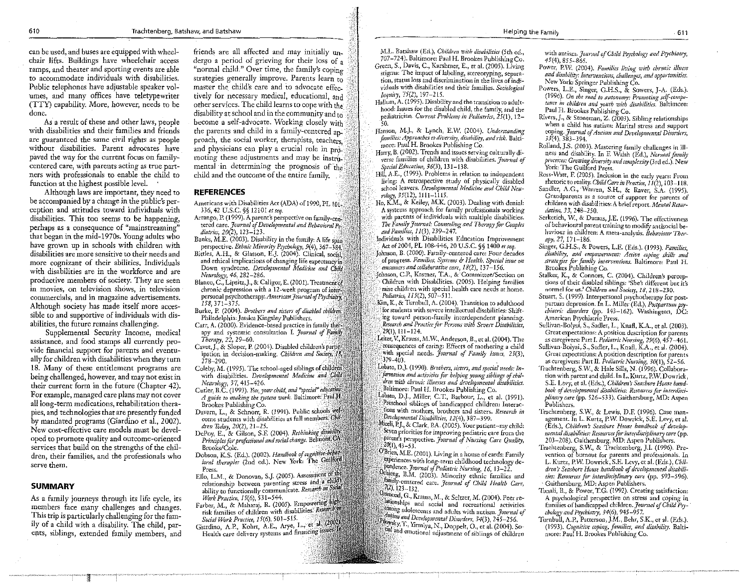can be used, and buses are equipped with wheelchair lifts. Buildings have wheelchair access ramps, and theater and sporting events are able to accommodate individuals with disabilities. Public telephones have adjustable speaker volumes, and many offices have teletypewriter (TTY) capability. More, however, needs to be done.

As a result of these and other laws, people with disabilities and their families and friends are guaranteed the same civil rights as people without disabilities. Parent advocates have paved the way for the current focus on family-centered care, with parents acting as true partners with professionals to enable the child to function at the highest possible level.

Although laws are important, they need to be accompanied by a change in the public's perception and attitudes toward individuals with disabilities. This too seems to be happening, perhaps as a consequence of "mainstreaming" that began in the mid-1970s. Young adults who have grown up in schools with children with disabilities are more sensitive to their needs and more cognizant of their abilities. Individuals with disabilities are in the workforce and are productive members of society. They are seen in movies, on television shows, in television commercials, and in magazine advertisements. Although society has made itself more accessible to and supportive of individuals with disabilities, the future remains challenging.

Supplemental Security Income, medical assistance, and food stamps all currently provide financial support for parents and eventually for children with disabilities when they turn 18. Many of these entitlement programs are being challenged, however, and may not exist in their current form in the future (Chapter 42). For example, managed care plans may not cover all long-term medications, rehabilitation therapies, and technologies that are presently funded by mandated programs (Giardino et al., 2002). New cost-effective care models must be developed to promote quality and outcome-oriented services that build on the strengths of the children, their families, and the professionals who serve them.

## SUMMARY

As a family journeys through its life cycle, its members face many challenges and changes. This trip is particularly challenging for the family of a child with a disability. The child, parents, siblings, extended family members, and friends are all affected and may initially undergo a period of grieving for their loss of a "normal child." Over time, the family's coping strategies generally improve. Parents learn to master the child's care and to advocate effectively for necessary medical, educational, and other services. The child learns to cope with the disability at school and in the community and to become a self-advocate. Working closely with the parents and child in a family-centered approach, the social worker, therapists, teachers, and physicians can play a crucial role in promoting these adjustments and may be instrumental in determining the prognosis of the child and the outcome of the entire family.

## REFERENCES

Americans with Disabilities Act (ADA) of 1990, PL 101-336, 42 U.S.C. §§ 12101 *et seq.*

Arrango, P. (1999). A parent's perspective on family-centered care. *Journal of Developmental and Behavioral Pediatrics, 20*(2), 123–123.

Banks, M.E. (2003). Disability in the family: A life span perspective. *Ethnic Minority Psychology, 9*(4), 367–384.

Bittles, A.H., & Glasson, E.J. (2004). Clinical, social, and ethical implications of changing life expectancy in Down syndrome. *Developmental Medicine and Child Neurology, 46*, 282–286.

Blanco, C., Lipsitz, J., & Caligor, E. (2001). Treatment of chronic depression with a 12-week program of interpersonal psychotherapy. *American Journal of Psychiatry, 158*, 371–375.

Burke, P. (2004). *Brothers and sisters of disabled children.* Philadelphia: Jessica Kingsley Publishers.

Carr, A. (2000). Evidence-based practice in family therapy and systemic consultation I. *Journal of Family Therapy, 22*, 29–60.

Cavet, J., & Sloper, P. (2004). Disabled children's participation in decision-making. *Children and Society, 18*, 278–290.

Coleby, M. (1995). The school-aged siblings of children with disabilities. *Developmental Medicine and Child Neurology, 37*, 415–426.

Cutler, B.C. (1993). *You, your child, and "special" education: A guide to making the system work.* Baltimore: Paul H. Brookes Publishing Co.

Davern, L., & Schnorr, R. (1991). Public schools welcome students with disabilities as full members. *Children Today, 20*(2), 21–25.

DePoy, E., & Gilson, S.F. (2004). *Rethinking disability: Principles for professional and social change.* Belmont, CA: Brooks/Cole.

Dobson, K.S. (Ed.). (2002). *Handbook of cognitive-behavioral therapies* (2nd ed.). New York: The Guilford Press.

Ello, L.M., & Donovan, S.J. (2005). Assessment of the relationship between parenting stress and a child's ability to functionally communicate. *Research on Social Work Practice, 15*(6), 531–544.

Farber, M., & Maharaj, R. (2005). Empowering high-risk families of children with disabilities. *Research on Social Work Practice, 15*(6), 501–515.

Giardino, A.P., Kohrt, A.E., Arye, L., et al. (2002). Health care delivery systems and financing issues. In M.L. Batshaw (Ed.), *Children with disabilities* (5th ed., 707–724). Baltimore: Paul H. Brookes Publishing Co.

Green, S., Davis, C., Karshmer, E., et al. (2005). Living stigma: The impact of labeling, stereotyping, separation, status loss and discrimination in the lives of individuals with disabilities and their families. *Sociological Inquiry, 75*(2), 197–215.

Hallum, A. (1995). Disability and the transition to adulthood: Issues for the disabled child, the family, and the pediatrician. *Current Problems in Pediatrics, 25*(1), 12–50.

Hanson, M.J., & Lynch, E.W. (2004). *Understanding families: Approaches to diversity, disability, and risk.* Baltimore: Paul H. Brookes Publishing Co.

Harry, B. (2002). Trends and issues serving culturally diverse families of children with disabilities. *Journal of Special Education, 36*(3), 131–138.

Hill, A.E., (1993). Problems in relation to independent living: A retrospective study of physically disabled school leavers. *Developmental Medicine and Child Neurology, 35*(12), 1111–1115.

Ho, K.M., & Keiley, M.K. (2003). Dealing with denial: A systems approach for family professionals working with parents of individuals with multiple disabilities. *The Family Journal: Counseling and Therapy for Couples and Families, 11*(3), 239–247.

Individuals with Disabilities Education Improvement Act of 2004, PL 108-446, 20 U.S.C. §§ 1400 *et seq.*

Johnson, B. (2000). Family-centered care: Four decades of progress. *Families, Systems & Health. Special issue on consumers and collaborative care, 18*(2), 137–156.

Johnson, C.P., Kastner, T.A., & Committee/Section on Children with Disabilities. (2005). Helping families raise children with special health care needs at home. *Pediatrics, 115*(2), 507–511.

Kim, K., & Turnbull, A. (2004). Transition to adulthood for students with severe intellectual disabilities: Shifting toward person-family interdependent planning. *Research and Practice for Persons with Severe Disabilities, 29*(1), 111–124.

Leiter, V., Krauss, M.W., Anderson, B., et al. (2004). The consequences of caring: Effects of mothering a child with special needs. *Journal of Family Issues, 25*(3), 379–403.

Lobato, D.J. (1990). *Brothers, sisters, and special needs: Information and activities for helping young siblings of children with chronic illnesses and developmental disabilities.* Baltimore: Paul H. Brookes Publishing Co.

Lobato, D.J., Miller, C.T., Barbour, L., et al. (1991). Preschool siblings of handicapped children: Interactions with mothers, brothers and sisters. *Research in Developmental Disabilities, 12*(4), 387–399.

Miceli, P.J., & Clark, P.A. (2005). Your patient—my child: Seven priorities for improving pediatric care from the parent's perspective. *Journal of Nursing Care Quality, 20*(1), 43–53.

O'Brien, M.E. (2001). Living in a house of cards: Family experiences with long-term childhood technology dependence. *Journal of Pediatric Nursing, 16*, 13–22.

Ochieng, B.M. (2003). Minority ethnic families and family-centered care. *Journal of Child Health Care, 7*(2), 123–132.

Orsmond, G., Krauss, M., & Seltzer, M. (2004). Peer relationships and social and recreational activities among adolescents and adults with autism. *Journal of Autism and Developmental Disorders, 34*(3), 245–256.

Pilowsky, T., Yirmiya, N., Doppelt, O., et al. (2004). Social and emotional adjustment of siblings of children with autism. *Journal of Child Psychology and Psychiatry, 45*(4), 855–865.

Power, P.W. (2004). *Families living with chronic illness and disability: Interventions, challenges, and opportunities.* New York: Springer Publishing Co.

Powers, L.E., Singer, G.H.S., & Sowers, J-A. (Eds.). (1996). *On the road to autonomy: Promoting self-competence in children and youth with disabilities.* Baltimore: Paul H. Brookes Publishing Co.

Rivers, J., & Stoneman, Z. (2003). Sibling relationships when a child has autism: Marital stress and support coping. *Journal of Autism and Developmental Disorders, 33*(4), 383–394.

Rolland, J.S. (2003). Mastering family challenges in illness and disability. In F. Walsh (Ed.), *Normal family processes: Growing diversity and complexity* (3rd ed.). New York: The Guilford Press.

Ross-Watt, F. (2005). Inclusion in the early years: From rhetoric to reality. *Child Care in Practice, 11*(2), 103–118.

Sandler, A.G., Warren, S.H., & Raver, S.A. (1995). Grandparents as a source of support for parents of children with disabilities: A brief report. *Mental Retardation, 33*, 248–250.

Serketich, W., & Dumas, J.E. (1996). The effectiveness of behavioural parent training to modify antisocial behaviour in children: A meta-analysis. *Behaviour Therapy, 27*, 171–186.

Singer, G.H.S., & Powers, L.E. (Eds.). (1993). *Families, disability, and empowerment: Active coping skills and strategies for family interventions.* Baltimore: Paul H. Brookes Publishing Co.

Stalker, K., & Connors, C. (2004). Children's perceptions of their disabled siblings: 'She's different but it's normal for us.' *Children and Society, 18*, 218–230.

Stuart, S. (1999). Interpersonal psychotherapy for postpartum depression. In L. Miller (Ed.), *Postpartum psychiatric disorders* (pp. 143–162). Washington, DC: American Psychiatric Press.

Sullivan-Bolyai, S., Sadler, L., Knafl, K.A., et al. (2003). Great expectations: A position description for parents as caregivers: Part I. *Pediatric Nursing, 29*(6), 457–461.

Sullivan-Bolyai, S., Sadler, L., Knafl, K.A., et al. (2004). Great expectations: A position description for parents as caregivers: Part II. *Pediatric Nursing, 30*(1), 52–56.

Trachtenberg, S.W., & Hale Sills, N. (1996). Collaboration with parent and child. In L. Kurtz, P.W. Dowrick, S.E. Levy, et al. (Eds.), *Children's Seashore House handbook of developmental disabilities: Resources for interdisciplinary care* (pp. 526–533). Gaithersburg, MD: Aspen Publishers.

Trachtenberg, S.W., & Lewis, D.F. (1996). Case management. In L. Kurtz, P.W. Dowrick, S.E. Levy, et al. (Eds.), *Children's Seashore House handbook of developmental disabilities: Resources for interdisciplinary care* (pp. 203–208). Gaithersburg, MD: Aspen Publishers.

Trachtenberg, S.W., & Trachtenberg, J.I. (1996). Prevention of burnout for parents and professionals. In L. Kurtz, P.W. Dowrick, S.E. Levy, et al. (Eds.), *Children's Seashore House handbook of developmental disabilities: Resources for interdisciplinary care* (pp. 593–596). Gaithersburg, MD: Aspen Publishers.

Trunali, B., & Power, T.G. (1992). Creating satisfaction: A psychological perspective on stress and coping in families of handicapped children. *Journal of Child Psychology and Psychiatry, 34*(6), 945–957.

Turnbull, A.P., Patterson, J.M., Behr, S.K., et al. (Eds.). (1993). *Cognitive coping, families, and disability.* Baltimore: Paul H. Brookes Publishing Co.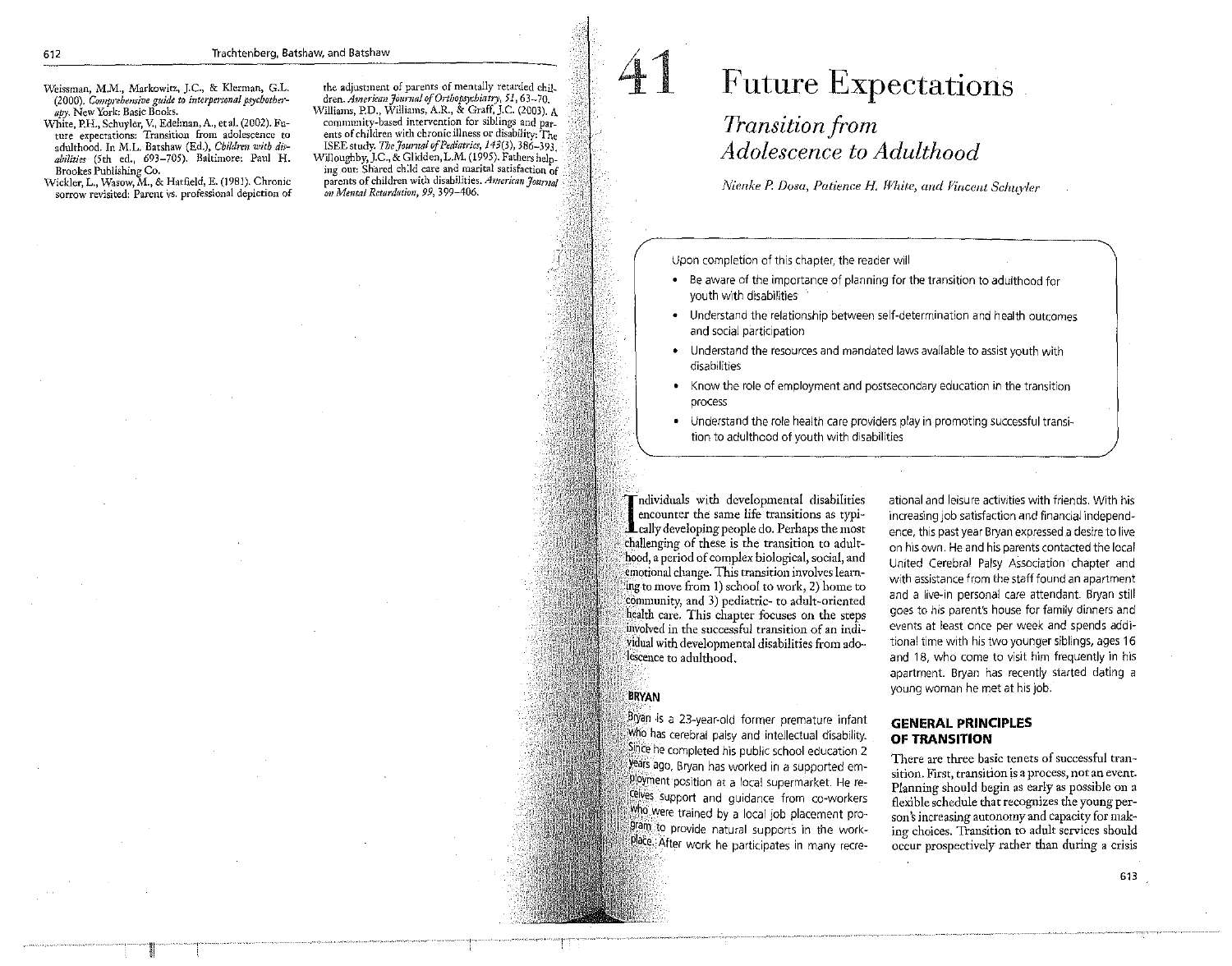Weissman, M.M., Markowitz, J.C., & Klerman, G.L. (2000). *Comprehensive guide to interpersonal psychotherapy*. New York: Basic Books.

White, P.H., Schuyler, V., Edelman, A., et al. (2002). Future expectations: Transition from adolescence to adulthood. In M.L. Batshaw (Ed.), *Children with disabilities* (5th ed., 693–705). Baltimore: Paul H. Brookes Publishing Co.

Wickler, L., Wasow, M., & Hatfield, E. (1981). Chronic sorrow revisited: Parent vs. professional depiction of the adjustment of parents of mentally retarded children. *American Journal of Orthopsychiatry, 51*, 63–70.

Williams, P.D., Williams, A.R., & Graff, J.C. (2003). A community-based intervention for siblings and parents of children with chronic illness or disability: The ISEE study. *The Journal of Pediatrics, 143*(3), 386–393.

Willoughby, J.C., & Glidden, L.M. (1995). Fathers helping out: Shared child care and marital satisfaction of parents of children with disabilities. *American Journal on Mental Retardation, 99*, 399–406.

# 41 Future Expectations

## *Transition from Adolescence to Adulthood*

*Nienke P. Dosa, Patience H. White, and Vincent Schuyler*

Upon completion of this chapter, the reader will

- Be aware of the importance of planning for the transition to adulthood for youth with disabilities
- Understand the relationship between self-determination and health outcomes and social participation
- Understand the resources and mandated laws available to assist youth with disabilities
- Know the role of employment and postsecondary education in the transition process
- Understand the role health care providers play in promoting successful transition to adulthood of youth with disabilities

Individuals with developmental disabilities encounter the same life transitions as typically developing people do. Perhaps the most challenging of these is the transition to adulthood, a period of complex biological, social, and emotional change. This transition involves learning to move from 1) school to work, 2) home to community, and 3) pediatric- to adult-oriented health care. This chapter focuses on the steps involved in the successful transition of an individual with developmental disabilities from adolescence to adulthood.

### BRYAN

Bryan is a 23-year-old former premature infant who has cerebral palsy and intellectual disability. Since he completed his public school education 2 years ago, Bryan has worked in a supported employment position at a local supermarket. He receives support and guidance from co-workers who were trained by a local job placement program to provide natural supports in the workplace. After work he participates in many recreational and leisure activities with friends. With his increasing job satisfaction and financial independence, this past year Bryan expressed a desire to live on his own. He and his parents contacted the local United Cerebral Palsy Association chapter and with assistance from the staff found an apartment and a live-in personal care attendant. Bryan still goes to his parent's house for family dinners and events at least once per week and spends additional time with his two younger siblings, ages 16 and 18, who come to visit him frequently in his apartment. Bryan has recently started dating a young woman he met at his job.

## GENERAL PRINCIPLES OF TRANSITION

There are three basic tenets of successful transition. First, transition is a process, not an event. Planning should begin as early as possible on a flexible schedule that recognizes the young person's increasing autonomy and capacity for making choices. Transition to adult services should occur prospectively rather than during a crisis